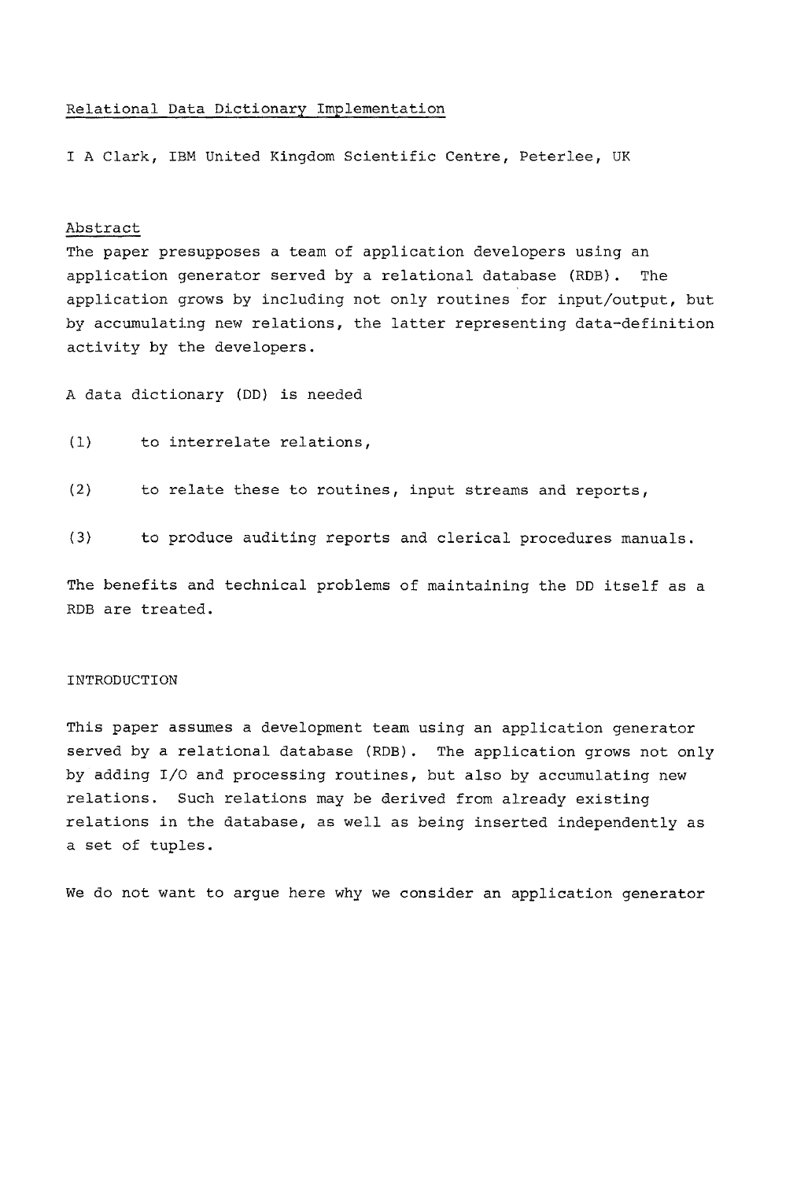# Relational Data Dictionary Implementation

I A Clark, IBM United Kingdom Scientific Centre, Peterlee, UK

## Abstract

The paper presupposes a team of application developers using an application generator served by a relational database (RDB). The application grows by including not only routines for input/output, but by accumulating new relations, the latter representing data-definition activity by the developers.

A data dictionary (DD) is needed

(1) to interrelate relations,

(2) to relate these to routines, input streams and reports,

(3) to produce auditing reports and clerical procedures manuals.

The benefits and technical problems of maintaining the DD itself as a RDB are treated.

## INTRODUCTION

This paper assumes a development team using an application generator served by a relational database (RDB). The application grows not only by adding I/O and processing routines, but also by accumulating new relations. Such relations may be derived from already existing relations in the database, as well as being inserted independently as a set of tuples.

We do not want to argue here why we consider an application generator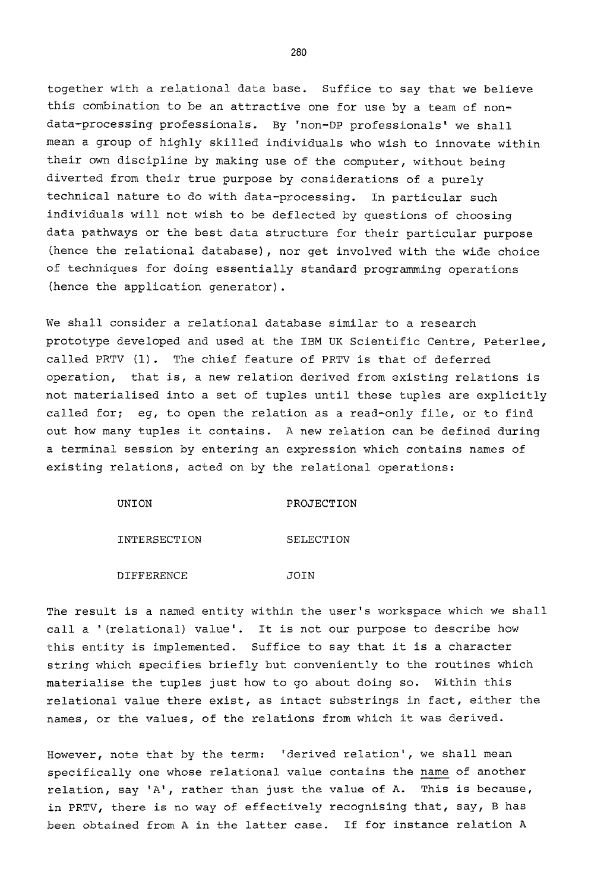together with a relational data base. Suffice to say that we believe this combination to be an attractive one for use by a team of non-data-processing professionals. By 'non-DP professionals' we shall mean a group of highly skilled individuals who wish to innovate within their own discipline by making use of the computer, without being diverted from their true purpose by considerations of a purely technical nature to do with data-processing. In particular such individuals will not wish to be deflected by questions of choosing data pathways or the best data structure for their particular purpose (hence the relational database), nor get involved with the wide choice of techniques for doing essentially standard programming operations (hence the application generator).

We shall consider a relational database similar to a research prototype developed and used at the IBM UK Scientific Centre, Peterlee, called PRTV (1). The chief feature of PRTV is that of deferred operation, that is, a new relation derived from existing relations is not materialised into a set of tuples until these tuples are explicitly called for; eg, to open the relation as a read-only file, or to find out how many tuples it contains. A new relation can be defined during a terminal session by entering an expression which contains names of existing relations, acted on by the relational operations:

| | |
|---|---|
| UNION | PROJECTION |
| INTERSECTION | SELECTION |
| DIFFERENCE | JOIN |

The result is a named entity within the user's workspace which we shall call a '(relational) value'. It is not our purpose to describe how this entity is implemented. Suffice to say that it is a character string which specifies briefly but conveniently to the routines which materialise the tuples just how to go about doing so. Within this relational value there exist, as intact substrings in fact, either the names, or the values, of the relations from which it was derived.

However, note that by the term: 'derived relation', we shall mean specifically one whose relational value contains the <u>name</u> of another relation, say 'A', rather than just the value of A. This is because, in PRTV, there is no way of effectively recognising that, say, B has been obtained from A in the latter case. If for instance relation A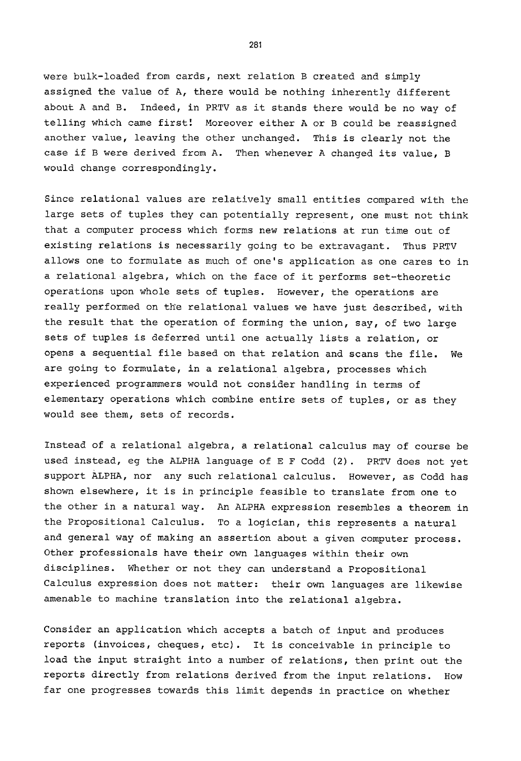were bulk-loaded from cards, next relation B created and simply assigned the value of A, there would be nothing inherently different about A and B. Indeed, in PRTV as it stands there would be no way of telling which came first! Moreover either A or B could be reassigned another value, leaving the other unchanged. This is clearly not the case if B were derived from A. Then whenever A changed its value, B would change correspondingly.

Since relational values are relatively small entities compared with the large sets of tuples they can potentially represent, one must not think that a computer process which forms new relations at run time out of existing relations is necessarily going to be extravagant. Thus PRTV allows one to formulate as much of one's application as one cares to in a relational algebra, which on the face of it performs set-theoretic operations upon whole sets of tuples. However, the operations are really performed on the relational values we have just described, with the result that the operation of forming the union, say, of two large sets of tuples is deferred until one actually lists a relation, or opens a sequential file based on that relation and scans the file. We are going to formulate, in a relational algebra, processes which experienced programmers would not consider handling in terms of elementary operations which combine entire sets of tuples, or as they would see them, sets of records.

Instead of a relational algebra, a relational calculus may of course be used instead, eg the ALPHA language of E F Codd (2). PRTV does not yet support ALPHA, nor any such relational calculus. However, as Codd has shown elsewhere, it is in principle feasible to translate from one to the other in a natural way. An ALPHA expression resembles a theorem in the Propositional Calculus. To a logician, this represents a natural and general way of making an assertion about a given computer process. Other professionals have their own languages within their own disciplines. Whether or not they can understand a Propositional Calculus expression does not matter: their own languages are likewise amenable to machine translation into the relational algebra.

Consider an application which accepts a batch of input and produces reports (invoices, cheques, etc). It is conceivable in principle to load the input straight into a number of relations, then print out the reports directly from relations derived from the input relations. How far one progresses towards this limit depends in practice on whether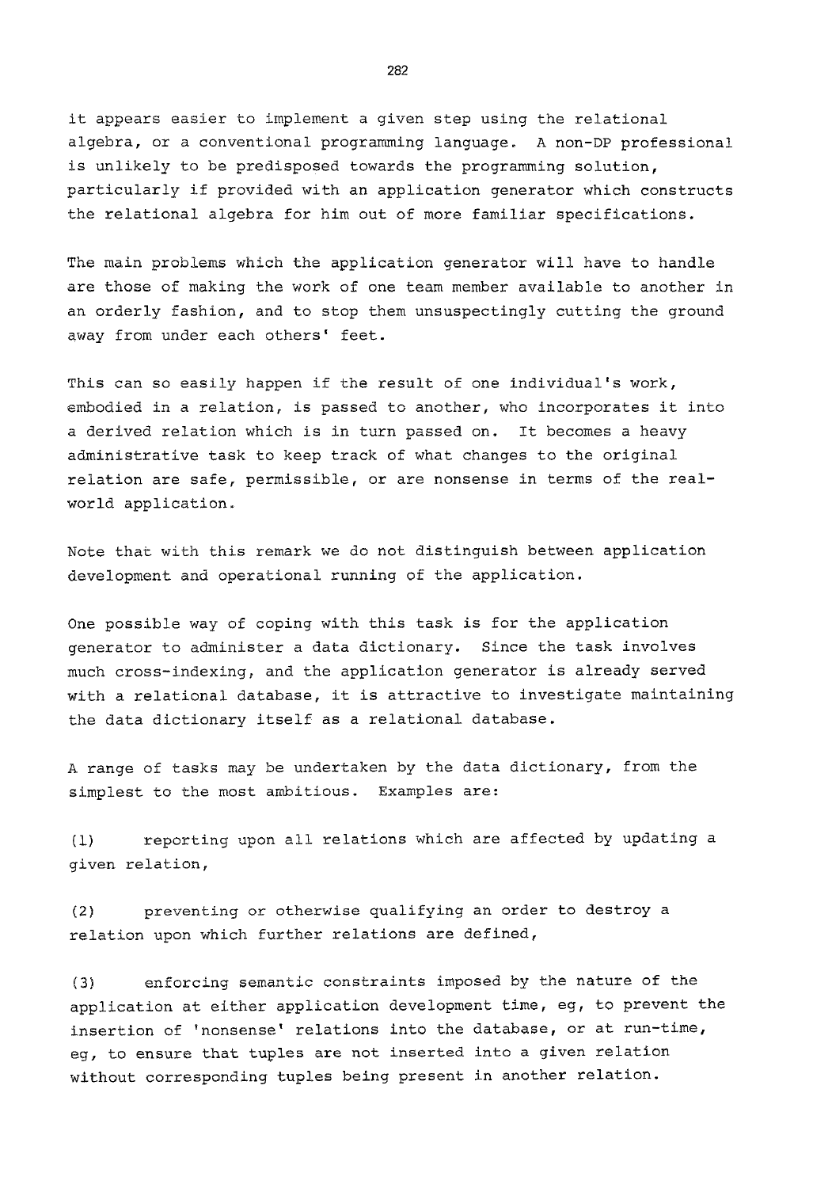it appears easier to implement a given step using the relational algebra, or a conventional programming language. A non-DP professional is unlikely to be predisposed towards the programming solution, particularly if provided with an application generator which constructs the relational algebra for him out of more familiar specifications.

The main problems which the application generator will have to handle are those of making the work of one team member available to another in an orderly fashion, and to stop them unsuspectingly cutting the ground away from under each others' feet.

This can so easily happen if the result of one individual's work, embodied in a relation, is passed to another, who incorporates it into a derived relation which is in turn passed on. It becomes a heavy administrative task to keep track of what changes to the original relation are safe, permissible, or are nonsense in terms of the real-world application.

Note that with this remark we do not distinguish between application development and operational running of the application.

One possible way of coping with this task is for the application generator to administer a data dictionary. Since the task involves much cross-indexing, and the application generator is already served with a relational database, it is attractive to investigate maintaining the data dictionary itself as a relational database.

A range of tasks may be undertaken by the data dictionary, from the simplest to the most ambitious. Examples are:

(1) reporting upon all relations which are affected by updating a given relation,

(2) preventing or otherwise qualifying an order to destroy a relation upon which further relations are defined,

(3) enforcing semantic constraints imposed by the nature of the application at either application development time, eg, to prevent the insertion of 'nonsense' relations into the database, or at run-time, eg, to ensure that tuples are not inserted into a given relation without corresponding tuples being present in another relation.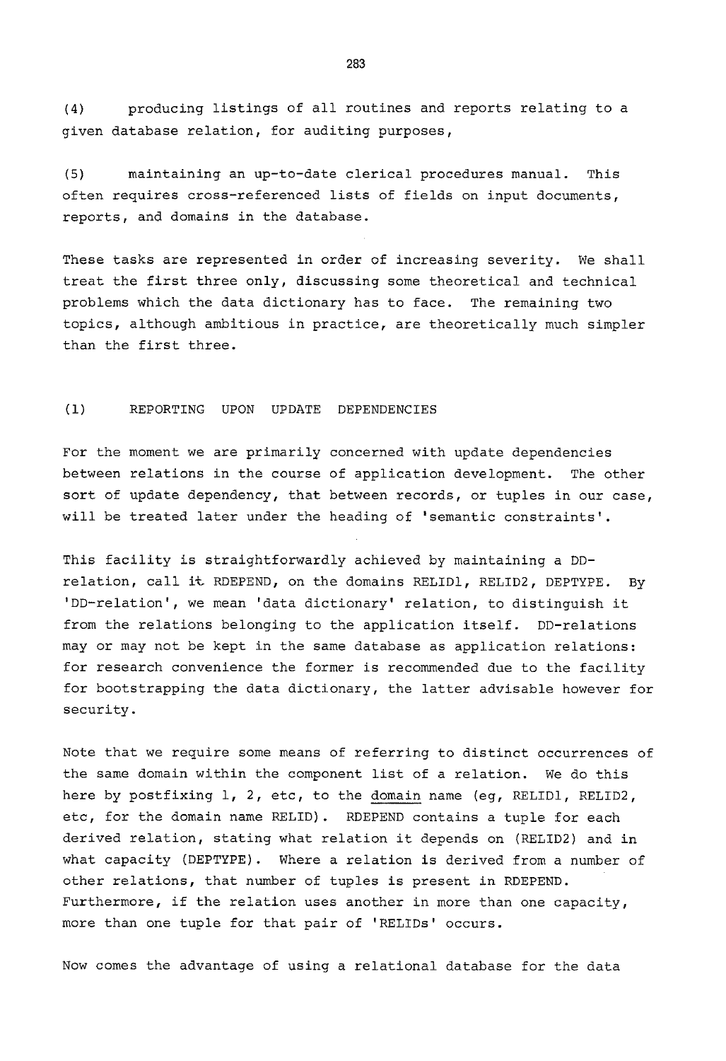(4) producing listings of all routines and reports relating to a given database relation, for auditing purposes,

(5) maintaining an up-to-date clerical procedures manual. This often requires cross-referenced lists of fields on input documents, reports, and domains in the database.

These tasks are represented in order of increasing severity. We shall treat the first three only, discussing some theoretical and technical problems which the data dictionary has to face. The remaining two topics, although ambitious in practice, are theoretically much simpler than the first three.

## (1) REPORTING UPON UPDATE DEPENDENCIES

For the moment we are primarily concerned with update dependencies between relations in the course of application development. The other sort of update dependency, that between records, or tuples in our case, will be treated later under the heading of 'semantic constraints'.

This facility is straightforwardly achieved by maintaining a DD-relation, call it RDEPEND, on the domains RELID1, RELID2, DEPTYPE. By 'DD-relation', we mean 'data dictionary' relation, to distinguish it from the relations belonging to the application itself. DD-relations may or may not be kept in the same database as application relations: for research convenience the former is recommended due to the facility for bootstrapping the data dictionary, the latter advisable however for security.

Note that we require some means of referring to distinct occurrences of the same domain within the component list of a relation. We do this here by postfixing 1, 2, etc, to the <u>domain</u> name (eg, RELID1, RELID2, etc, for the domain name RELID). RDEPEND contains a tuple for each derived relation, stating what relation it depends on (RELID2) and in what capacity (DEPTYPE). Where a relation is derived from a number of other relations, that number of tuples is present in RDEPEND. Furthermore, if the relation uses another in more than one capacity, more than one tuple for that pair of 'RELIDs' occurs.

Now comes the advantage of using a relational database for the data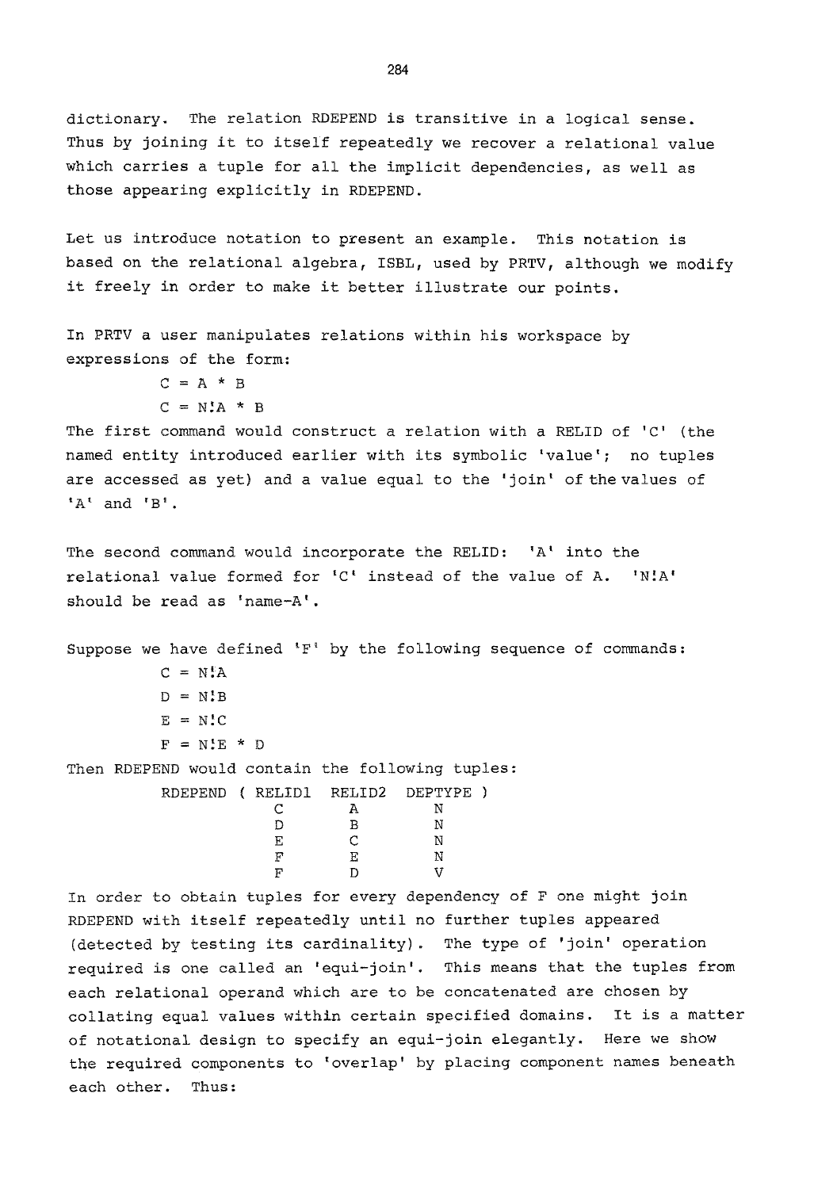dictionary. The relation RDEPEND is transitive in a logical sense. Thus by joining it to itself repeatedly we recover a relational value which carries a tuple for all the implicit dependencies, as well as those appearing explicitly in RDEPEND.

Let us introduce notation to present an example. This notation is based on the relational algebra, ISBL, used by PRTV, although we modify it freely in order to make it better illustrate our points.

In PRTV a user manipulates relations within his workspace by expressions of the form:

```
C = A * B
C = N!A * B
```

The first command would construct a relation with a RELID of 'C' (the named entity introduced earlier with its symbolic 'value'; no tuples are accessed as yet) and a value equal to the 'join' of the values of 'A' and 'B'.

The second command would incorporate the RELID: 'A' into the relational value formed for 'C' instead of the value of A. 'N!A' should be read as 'name-A'.

Suppose we have defined 'F' by the following sequence of commands:

```
C = N!A
D = N!B
E = N!C
F = N!E * D
```

Then RDEPEND would contain the following tuples:

```
RDEPEND ( RELID1  RELID2  DEPTYPE )
            C       A        N
            D       B        N
            E       C        N
            F       E        N
            F       D        V
```

In order to obtain tuples for every dependency of F one might join RDEPEND with itself repeatedly until no further tuples appeared (detected by testing its cardinality). The type of 'join' operation required is one called an 'equi-join'. This means that the tuples from each relational operand which are to be concatenated are chosen by collating equal values within certain specified domains. It is a matter of notational design to specify an equi-join elegantly. Here we show the required components to 'overlap' by placing component names beneath each other. Thus: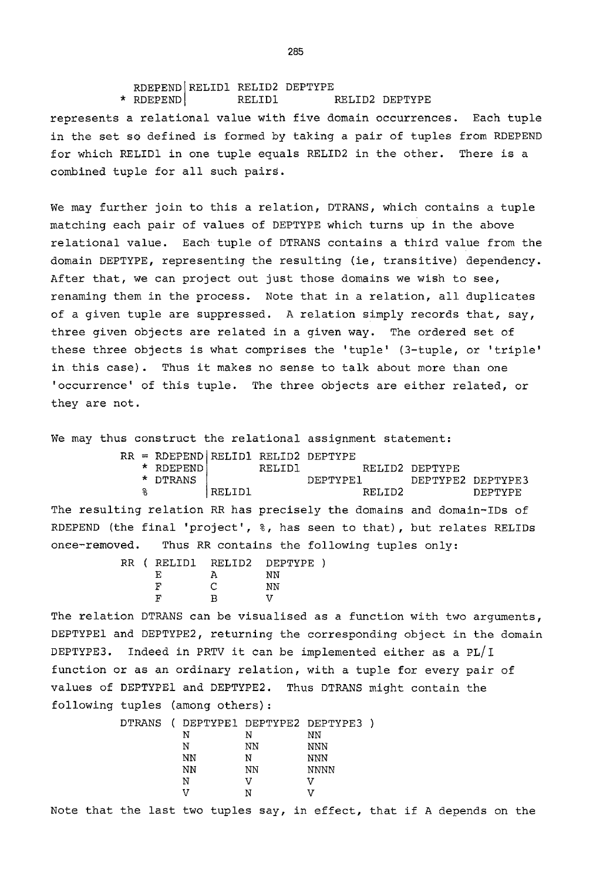```
         RDEPEND| RELID1 RELID2 DEPTYPE
       * RDEPEND|        RELID1        RELID2 DEPTYPE
```

represents a relational value with five domain occurrences. Each tuple in the set so defined is formed by taking a pair of tuples from RDEPEND for which RELID1 in one tuple equals RELID2 in the other. There is a combined tuple for all such pairs.

We may further join to this a relation, DTRANS, which contains a tuple matching each pair of values of DEPTYPE which turns up in the above relational value. Each tuple of DTRANS contains a third value from the domain DEPTYPE, representing the resulting (ie, transitive) dependency. After that, we can project out just those domains we wish to see, renaming them in the process. Note that in a relation, all duplicates of a given tuple are suppressed. A relation simply records that, say, three given objects are related in a given way. The ordered set of these three objects is what comprises the 'tuple' (3-tuple, or 'triple' in this case). Thus it makes no sense to talk about more than one 'occurrence' of this tuple. The three objects are either related, or they are not.

We may thus construct the relational assignment statement:

```
      RR = RDEPEND| RELID1 RELID2 DEPTYPE
         * RDEPEND|        RELID1          RELID2 DEPTYPE
         * DTRANS |               DEPTYPE1        DEPTYPE2 DEPTYPE3
         %        | RELID1                 RELID2          DEPTYPE
```

The resulting relation RR has precisely the domains and domain-IDs of RDEPEND (the final 'project', %, has seen to that), but relates RELIDs once-removed. Thus RR contains the following tuples only:

```
      RR ( RELID1  RELID2  DEPTYPE )
           E       A       NN
           F       C       NN
           F       B       V
```

The relation DTRANS can be visualised as a function with two arguments, DEPTYPE1 and DEPTYPE2, returning the corresponding object in the domain DEPTYPE3. Indeed in PRTV it can be implemented either as a PL/I function or as an ordinary relation, with a tuple for every pair of values of DEPTYPE1 and DEPTYPE2. Thus DTRANS might contain the following tuples (among others):

```
      DTRANS ( DEPTYPE1 DEPTYPE2 DEPTYPE3 )
               N        N        NN
               N        NN       NNN
               NN       N        NNN
               NN       NN       NNNN
               N        V        V
               V        N        V
```

Note that the last two tuples say, in effect, that if A depends on the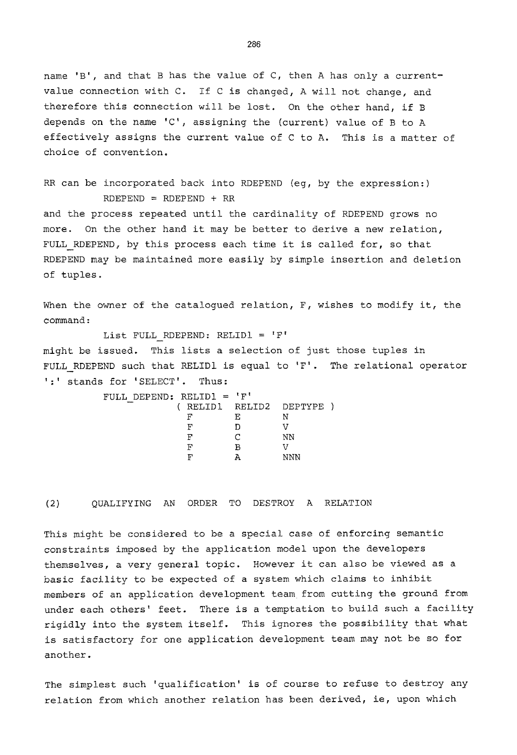name 'B', and that B has the value of C, then A has only a current-value connection with C. If C is changed, A will not change, and therefore this connection will be lost. On the other hand, if B depends on the name 'C', assigning the (current) value of B to A effectively assigns the current value of C to A. This is a matter of choice of convention.

RR can be incorporated back into RDEPEND (eg, by the expression:)

```
RDEPEND = RDEPEND + RR
```

and the process repeated until the cardinality of RDEPEND grows no more. On the other hand it may be better to derive a new relation, FULL_RDEPEND, by this process each time it is called for, so that RDEPEND may be maintained more easily by simple insertion and deletion of tuples.

When the owner of the catalogued relation, F, wishes to modify it, the command:

```
List FULL_RDEPEND: RELID1 = 'F'
```

might be issued. This lists a selection of just those tuples in FULL_RDEPEND such that RELID1 is equal to 'F'. The relational operator ':' stands for 'SELECT'. Thus:

```
FULL_DEPEND: RELID1 = 'F'
          ( RELID1  RELID2  DEPTYPE )
            F       E       N
            F       D       V
            F       C       NN
            F       B       V
            F       A       NNN
```

## (2) QUALIFYING AN ORDER TO DESTROY A RELATION

This might be considered to be a special case of enforcing semantic constraints imposed by the application model upon the developers themselves, a very general topic. However it can also be viewed as a basic facility to be expected of a system which claims to inhibit members of an application development team from cutting the ground from under each others' feet. There is a temptation to build such a facility rigidly into the system itself. This ignores the possibility that what is satisfactory for one application development team may not be so for another.

The simplest such 'qualification' is of course to refuse to destroy any relation from which another relation has been derived, ie, upon which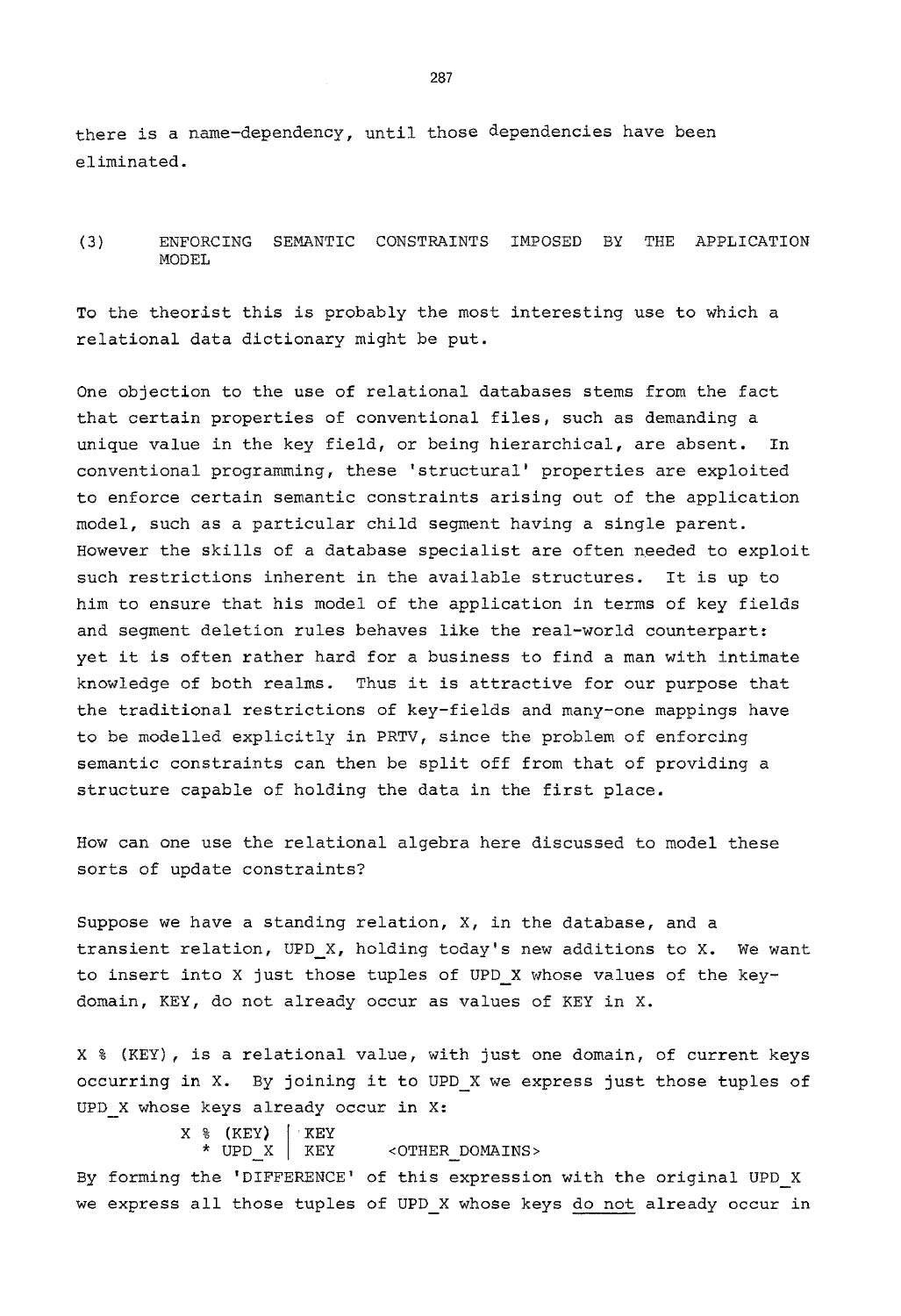there is a name-dependency, until those dependencies have been eliminated.

## (3) ENFORCING SEMANTIC CONSTRAINTS IMPOSED BY THE APPLICATION MODEL

To the theorist this is probably the most interesting use to which a relational data dictionary might be put.

One objection to the use of relational databases stems from the fact that certain properties of conventional files, such as demanding a unique value in the key field, or being hierarchical, are absent. In conventional programming, these 'structural' properties are exploited to enforce certain semantic constraints arising out of the application model, such as a particular child segment having a single parent. However the skills of a database specialist are often needed to exploit such restrictions inherent in the available structures. It is up to him to ensure that his model of the application in terms of key fields and segment deletion rules behaves like the real-world counterpart: yet it is often rather hard for a business to find a man with intimate knowledge of both realms. Thus it is attractive for our purpose that the traditional restrictions of key-fields and many-one mappings have to be modelled explicitly in PRTV, since the problem of enforcing semantic constraints can then be split off from that of providing a structure capable of holding the data in the first place.

How can one use the relational algebra here discussed to model these sorts of update constraints?

Suppose we have a standing relation, X, in the database, and a transient relation, UPD_X, holding today's new additions to X. We want to insert into X just those tuples of UPD_X whose values of the key-domain, KEY, do not already occur as values of KEY in X.

X % (KEY), is a relational value, with just one domain, of current keys occurring in X. By joining it to UPD_X we express just those tuples of UPD_X whose keys already occur in X:

```
X % (KEY)  | KEY
  * UPD_X  | KEY     <OTHER_DOMAINS>
```

By forming the 'DIFFERENCE' of this expression with the original UPD_X we express all those tuples of UPD_X whose keys <u>do not</u> already occur in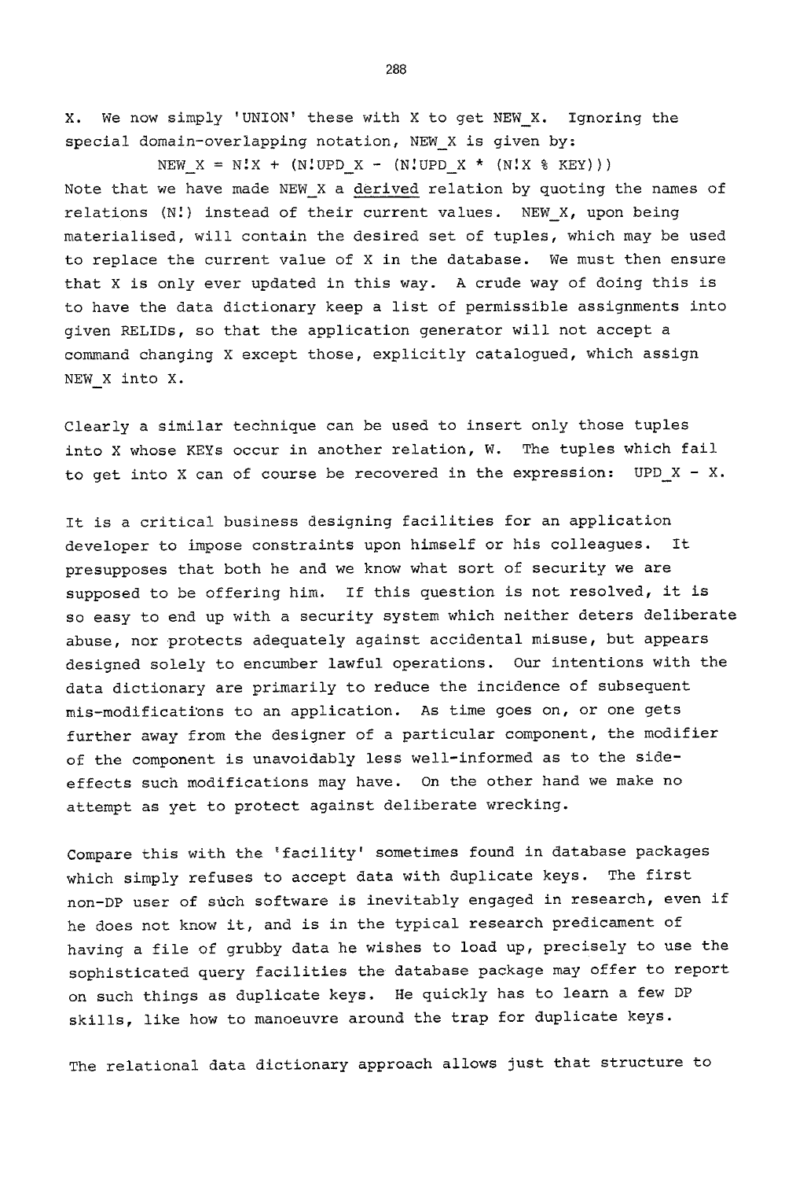X. We now simply 'UNION' these with X to get NEW_X. Ignoring the special domain-overlapping notation, NEW_X is given by:

```
NEW_X = N!X + (N!UPD_X - (N!UPD_X * (N!X % KEY)))
```

Note that we have made NEW_X a <u>derived</u> relation by quoting the names of relations (N!) instead of their current values. NEW_X, upon being materialised, will contain the desired set of tuples, which may be used to replace the current value of X in the database. We must then ensure that X is only ever updated in this way. A crude way of doing this is to have the data dictionary keep a list of permissible assignments into given RELIDs, so that the application generator will not accept a command changing X except those, explicitly catalogued, which assign NEW_X into X.

Clearly a similar technique can be used to insert only those tuples into X whose KEYs occur in another relation, W. The tuples which fail to get into X can of course be recovered in the expression: UPD_X - X.

It is a critical business designing facilities for an application developer to impose constraints upon himself or his colleagues. It presupposes that both he and we know what sort of security we are supposed to be offering him. If this question is not resolved, it is so easy to end up with a security system which neither deters deliberate abuse, nor protects adequately against accidental misuse, but appears designed solely to encumber lawful operations. Our intentions with the data dictionary are primarily to reduce the incidence of subsequent mis-modifications to an application. As time goes on, or one gets further away from the designer of a particular component, the modifier of the component is unavoidably less well-informed as to the side-effects such modifications may have. On the other hand we make no attempt as yet to protect against deliberate wrecking.

Compare this with the 'facility' sometimes found in database packages which simply refuses to accept data with duplicate keys. The first non-DP user of such software is inevitably engaged in research, even if he does not know it, and is in the typical research predicament of having a file of grubby data he wishes to load up, precisely to use the sophisticated query facilities the database package may offer to report on such things as duplicate keys. He quickly has to learn a few DP skills, like how to manoeuvre around the trap for duplicate keys.

The relational data dictionary approach allows just that structure to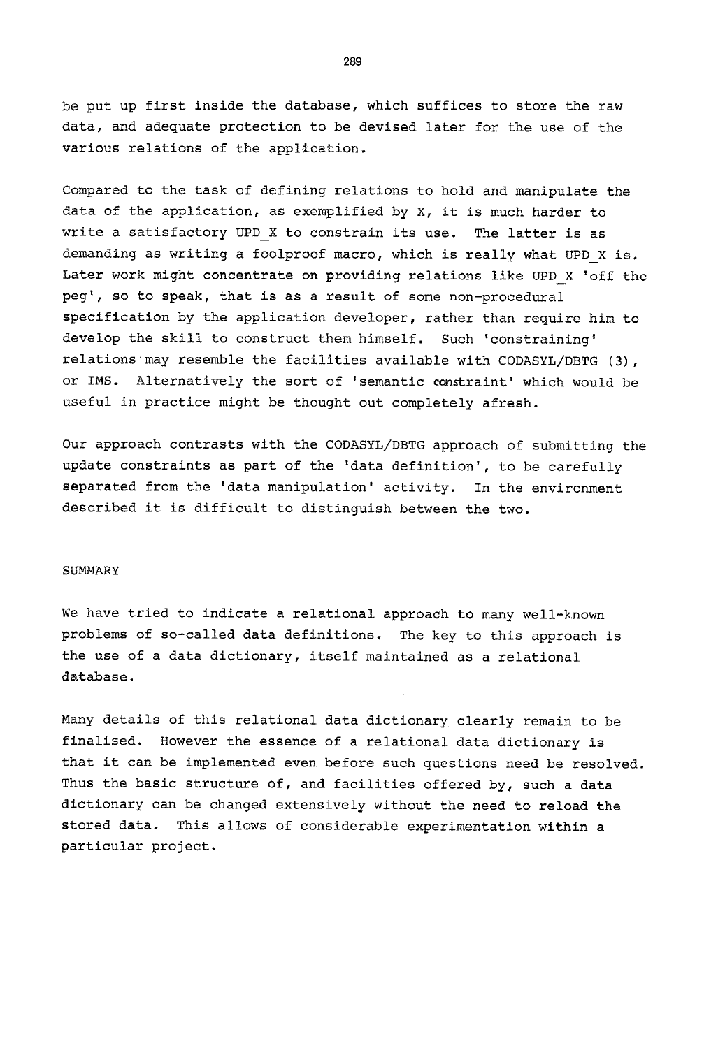be put up first inside the database, which suffices to store the raw data, and adequate protection to be devised later for the use of the various relations of the application.

Compared to the task of defining relations to hold and manipulate the data of the application, as exemplified by X, it is much harder to write a satisfactory UPD_X to constrain its use. The latter is as demanding as writing a foolproof macro, which is really what UPD_X is. Later work might concentrate on providing relations like UPD_X 'off the peg', so to speak, that is as a result of some non-procedural specification by the application developer, rather than require him to develop the skill to construct them himself. Such 'constraining' relations may resemble the facilities available with CODASYL/DBTG (3), or IMS. Alternatively the sort of 'semantic constraint' which would be useful in practice might be thought out completely afresh.

Our approach contrasts with the CODASYL/DBTG approach of submitting the update constraints as part of the 'data definition', to be carefully separated from the 'data manipulation' activity. In the environment described it is difficult to distinguish between the two.

## SUMMARY

We have tried to indicate a relational approach to many well-known problems of so-called data definitions. The key to this approach is the use of a data dictionary, itself maintained as a relational database.

Many details of this relational data dictionary clearly remain to be finalised. However the essence of a relational data dictionary is that it can be implemented even before such questions need be resolved. Thus the basic structure of, and facilities offered by, such a data dictionary can be changed extensively without the need to reload the stored data. This allows of considerable experimentation within a particular project.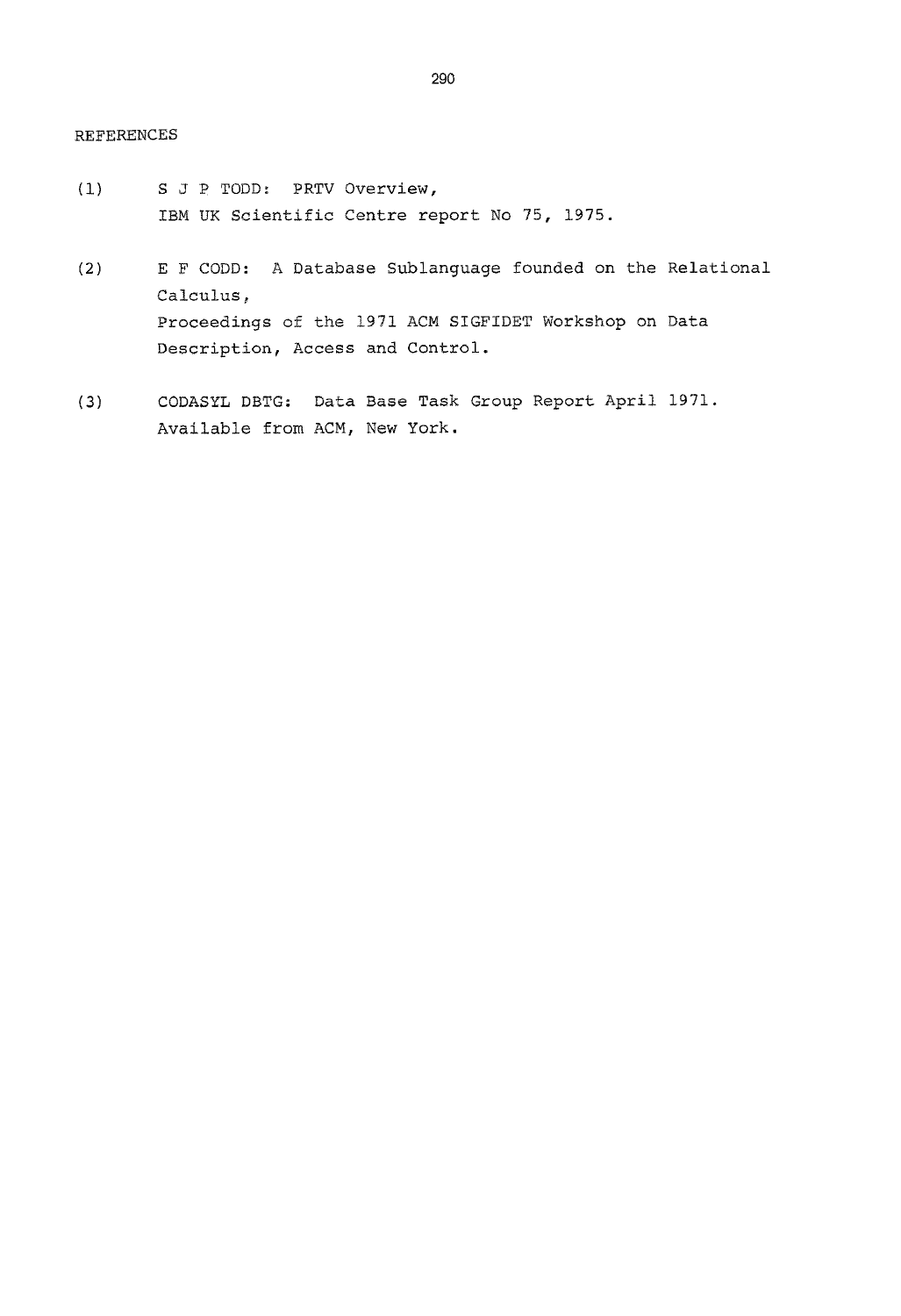## REFERENCES

(1) S J P TODD: PRTV Overview,
IBM UK Scientific Centre report No 75, 1975.

(2) E F CODD: A Database Sublanguage founded on the Relational Calculus,
Proceedings of the 1971 ACM SIGFIDET Workshop on Data Description, Access and Control.

(3) CODASYL DBTG: Data Base Task Group Report April 1971.
Available from ACM, New York.